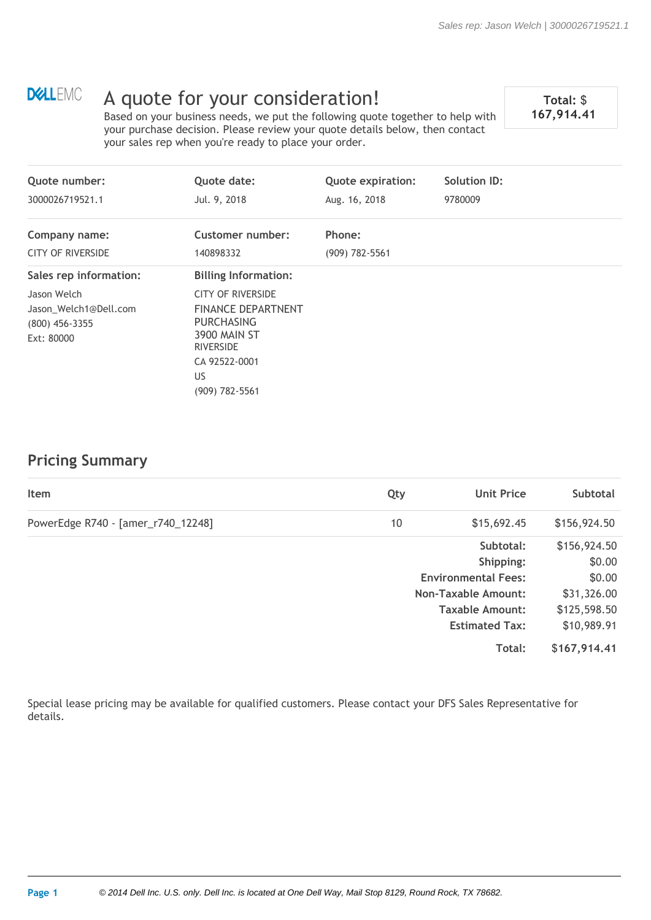DELLEMC

# A quote for your consideration!

Based on your business needs, we put the following quote together to help with your purchase decision. Please review your quote details below, then contact your sales rep when you're ready to place your order.

**Total: $ 167,914.41**

| **Quote number:** | **Quote date:** | **Quote expiration:** | **Solution ID:** |
|---|---|---|---|
| 3000026719521.1 | Jul. 9, 2018 | Aug. 16, 2018 | 9780009 |

| **Company name:** | **Customer number:** | **Phone:** |
|---|---|---|
| CITY OF RIVERSIDE | 140898332 | (909) 782-5561 |

**Sales rep information:**

Jason Welch
Jason_Welch1@Dell.com
(800) 456-3355
Ext: 80000

**Billing Information:**

CITY OF RIVERSIDE
FINANCE DEPARTNENT
PURCHASING
3900 MAIN ST
RIVERSIDE
CA 92522-0001
US
(909) 782-5561

## Pricing Summary

| Item | Qty | Unit Price | Subtotal |
|---|---|---|---|
| PowerEdge R740 - [amer_r740_12248] | 10 | $15,692.45 | $156,924.50 |
| | | **Subtotal:** | $156,924.50 |
| | | **Shipping:** | $0.00 |
| | | **Environmental Fees:** | $0.00 |
| | | **Non-Taxable Amount:** | $31,326.00 |
| | | **Taxable Amount:** | $125,598.50 |
| | | **Estimated Tax:** | $10,989.91 |
| | | **Total:** | **$167,914.41** |

Special lease pricing may be available for qualified customers. Please contact your DFS Sales Representative for details.

*© 2014 Dell Inc. U.S. only. Dell Inc. is located at One Dell Way, Mail Stop 8129, Round Rock, TX 78682.*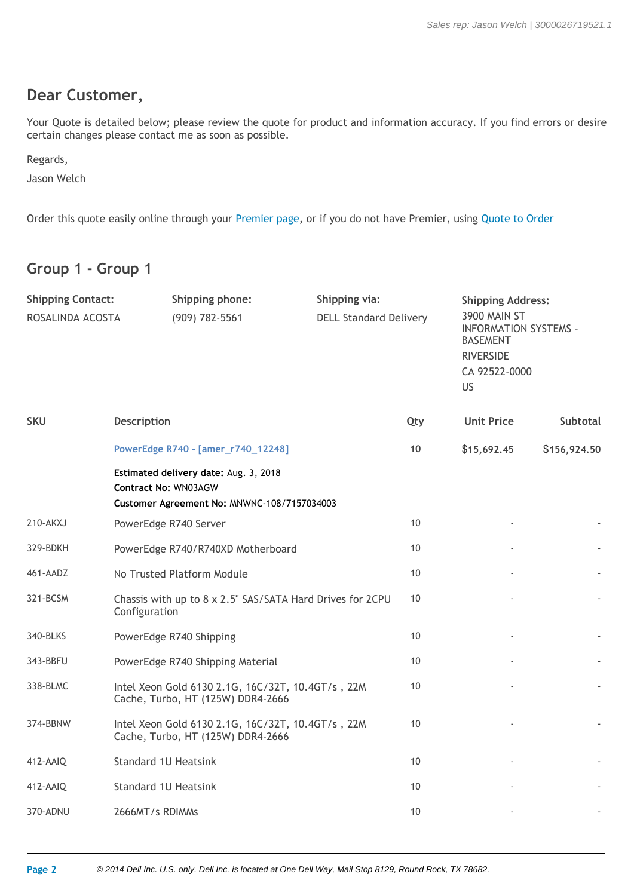## Dear Customer,

Your Quote is detailed below; please review the quote for product and information accuracy. If you find errors or desire certain changes please contact me as soon as possible.

Regards,

Jason Welch

Order this quote easily online through your [Premier page](), or if you do not have Premier, using [Quote to Order]()

## Group 1 - Group 1

| Shipping Contact: | Shipping phone: | Shipping via: | Shipping Address: |
|---|---|---|---|
| ROSALINDA ACOSTA | (909) 782-5561 | DELL Standard Delivery | 3900 MAIN ST<br>INFORMATION SYSTEMS - BASEMENT<br>RIVERSIDE<br>CA 92522-0000<br>US |

| SKU | Description | Qty | Unit Price | Subtotal |
|---|---|---|---|---|
| | PowerEdge R740 - [amer_r740_12248] | 10 | $15,692.45 | $156,924.50 |
| | **Estimated delivery date:** Aug. 3, 2018<br>**Contract No:** WN03AGW<br>**Customer Agreement No:** MNWNC-108/7157034003 | | | |
| 210-AKXJ | PowerEdge R740 Server | 10 | - | - |
| 329-BDKH | PowerEdge R740/R740XD Motherboard | 10 | - | - |
| 461-AADZ | No Trusted Platform Module | 10 | - | - |
| 321-BCSM | Chassis with up to 8 x 2.5" SAS/SATA Hard Drives for 2CPU Configuration | 10 | - | - |
| 340-BLKS | PowerEdge R740 Shipping | 10 | - | - |
| 343-BBFU | PowerEdge R740 Shipping Material | 10 | - | - |
| 338-BLMC | Intel Xeon Gold 6130 2.1G, 16C/32T, 10.4GT/s , 22M Cache, Turbo, HT (125W) DDR4-2666 | 10 | - | - |
| 374-BBNW | Intel Xeon Gold 6130 2.1G, 16C/32T, 10.4GT/s , 22M Cache, Turbo, HT (125W) DDR4-2666 | 10 | - | - |
| 412-AAIQ | Standard 1U Heatsink | 10 | - | - |
| 412-AAIQ | Standard 1U Heatsink | 10 | - | - |
| 370-ADNU | 2666MT/s RDIMMs | 10 | - | - |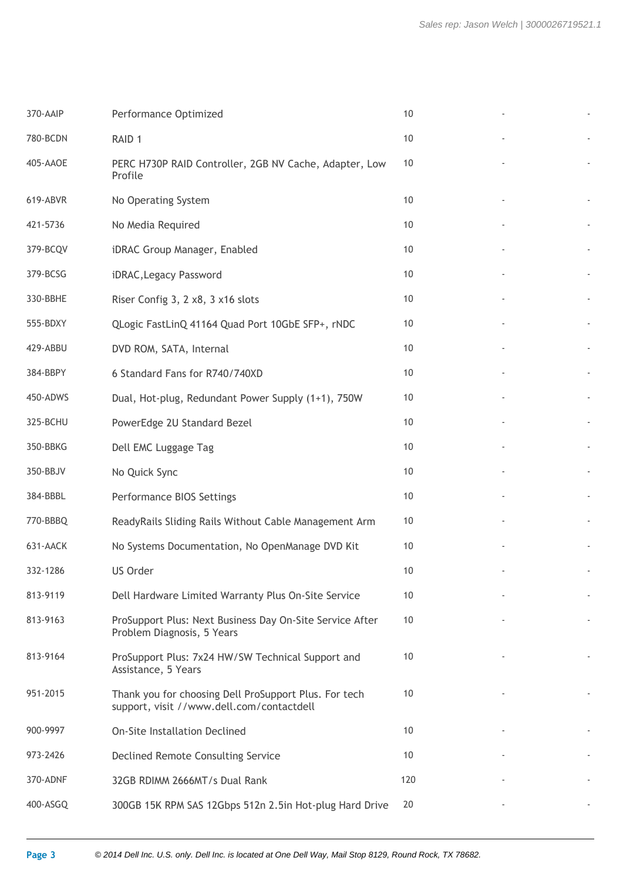| | | | | |
|---|---|---|---|---|
| 370-AAIP | Performance Optimized | 10 | - | - |
| 780-BCDN | RAID 1 | 10 | - | - |
| 405-AAOE | PERC H730P RAID Controller, 2GB NV Cache, Adapter, Low Profile | 10 | - | - |
| 619-ABVR | No Operating System | 10 | - | - |
| 421-5736 | No Media Required | 10 | - | - |
| 379-BCQV | iDRAC Group Manager, Enabled | 10 | - | - |
| 379-BCSG | iDRAC,Legacy Password | 10 | - | - |
| 330-BBHE | Riser Config 3, 2 x8, 3 x16 slots | 10 | - | - |
| 555-BDXY | QLogic FastLinQ 41164 Quad Port 10GbE SFP+, rNDC | 10 | - | - |
| 429-ABBU | DVD ROM, SATA, Internal | 10 | - | - |
| 384-BBPY | 6 Standard Fans for R740/740XD | 10 | - | - |
| 450-ADWS | Dual, Hot-plug, Redundant Power Supply (1+1), 750W | 10 | - | - |
| 325-BCHU | PowerEdge 2U Standard Bezel | 10 | - | - |
| 350-BBKG | Dell EMC Luggage Tag | 10 | - | - |
| 350-BBJV | No Quick Sync | 10 | - | - |
| 384-BBBL | Performance BIOS Settings | 10 | - | - |
| 770-BBBQ | ReadyRails Sliding Rails Without Cable Management Arm | 10 | - | - |
| 631-AACK | No Systems Documentation, No OpenManage DVD Kit | 10 | - | - |
| 332-1286 | US Order | 10 | - | - |
| 813-9119 | Dell Hardware Limited Warranty Plus On-Site Service | 10 | - | - |
| 813-9163 | ProSupport Plus: Next Business Day On-Site Service After Problem Diagnosis, 5 Years | 10 | - | - |
| 813-9164 | ProSupport Plus: 7x24 HW/SW Technical Support and Assistance, 5 Years | 10 | - | - |
| 951-2015 | Thank you for choosing Dell ProSupport Plus. For tech support, visit //www.dell.com/contactdell | 10 | - | - |
| 900-9997 | On-Site Installation Declined | 10 | - | - |
| 973-2426 | Declined Remote Consulting Service | 10 | - | - |
| 370-ADNF | 32GB RDIMM 2666MT/s Dual Rank | 120 | - | - |
| 400-ASGQ | 300GB 15K RPM SAS 12Gbps 512n 2.5in Hot-plug Hard Drive | 20 | - | - |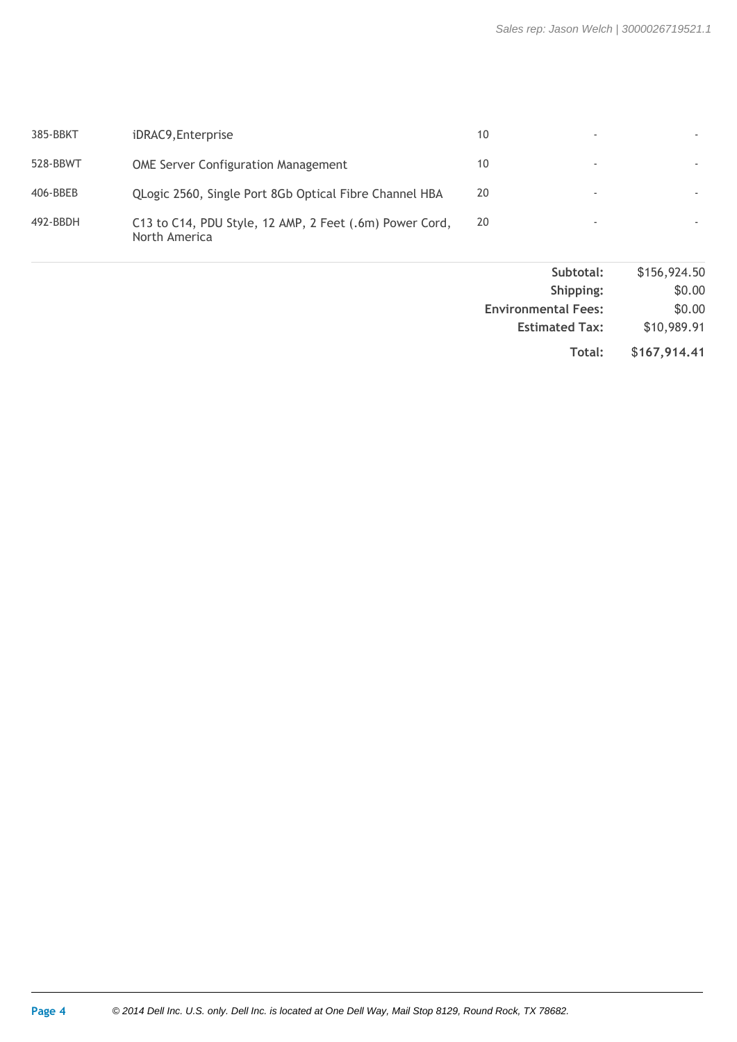| | | | | |
|---|---|---|---|---|
| 385-BBKT | iDRAC9,Enterprise | 10 | - | - |
| 528-BBWT | OME Server Configuration Management | 10 | - | - |
| 406-BBEB | QLogic 2560, Single Port 8Gb Optical Fibre Channel HBA | 20 | - | - |
| 492-BBDH | C13 to C14, PDU Style, 12 AMP, 2 Feet (.6m) Power Cord, North America | 20 | - | - |

| | |
|---|---|
| **Subtotal:** | $156,924.50 |
| **Shipping:** | $0.00 |
| **Environmental Fees:** | $0.00 |
| **Estimated Tax:** | $10,989.91 |
| **Total:** | **$167,914.41** |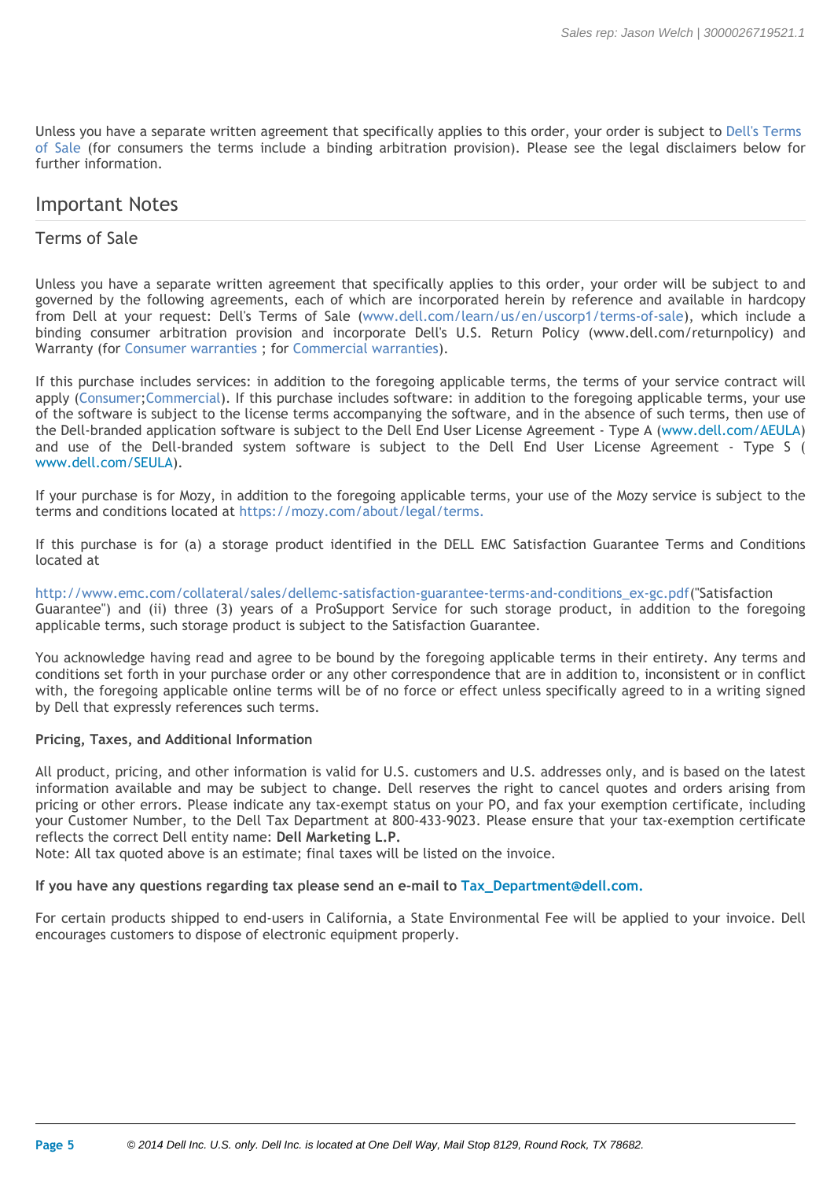Unless you have a separate written agreement that specifically applies to this order, your order is subject to Dell's Terms of Sale (for consumers the terms include a binding arbitration provision). Please see the legal disclaimers below for further information.

## Important Notes

### Terms of Sale

Unless you have a separate written agreement that specifically applies to this order, your order will be subject to and governed by the following agreements, each of which are incorporated herein by reference and available in hardcopy from Dell at your request: Dell's Terms of Sale (www.dell.com/learn/us/en/uscorp1/terms-of-sale), which include a binding consumer arbitration provision and incorporate Dell's U.S. Return Policy (www.dell.com/returnpolicy) and Warranty (for Consumer warranties ; for Commercial warranties).

If this purchase includes services: in addition to the foregoing applicable terms, the terms of your service contract will apply (Consumer;Commercial). If this purchase includes software: in addition to the foregoing applicable terms, your use of the software is subject to the license terms accompanying the software, and in the absence of such terms, then use of the Dell-branded application software is subject to the Dell End User License Agreement - Type A (www.dell.com/AEULA) and use of the Dell-branded system software is subject to the Dell End User License Agreement - Type S ( www.dell.com/SEULA).

If your purchase is for Mozy, in addition to the foregoing applicable terms, your use of the Mozy service is subject to the terms and conditions located at https://mozy.com/about/legal/terms.

If this purchase is for (a) a storage product identified in the DELL EMC Satisfaction Guarantee Terms and Conditions located at

http://www.emc.com/collateral/sales/dellemc-satisfaction-guarantee-terms-and-conditions_ex-gc.pdf("Satisfaction Guarantee") and (ii) three (3) years of a ProSupport Service for such storage product, in addition to the foregoing applicable terms, such storage product is subject to the Satisfaction Guarantee.

You acknowledge having read and agree to be bound by the foregoing applicable terms in their entirety. Any terms and conditions set forth in your purchase order or any other correspondence that are in addition to, inconsistent or in conflict with, the foregoing applicable online terms will be of no force or effect unless specifically agreed to in a writing signed by Dell that expressly references such terms.

**Pricing, Taxes, and Additional Information**

All product, pricing, and other information is valid for U.S. customers and U.S. addresses only, and is based on the latest information available and may be subject to change. Dell reserves the right to cancel quotes and orders arising from pricing or other errors. Please indicate any tax-exempt status on your PO, and fax your exemption certificate, including your Customer Number, to the Dell Tax Department at 800-433-9023. Please ensure that your tax-exemption certificate reflects the correct Dell entity name: **Dell Marketing L.P.**
Note: All tax quoted above is an estimate; final taxes will be listed on the invoice.

**If you have any questions regarding tax please send an e-mail to Tax_Department@dell.com.**

For certain products shipped to end-users in California, a State Environmental Fee will be applied to your invoice. Dell encourages customers to dispose of electronic equipment properly.